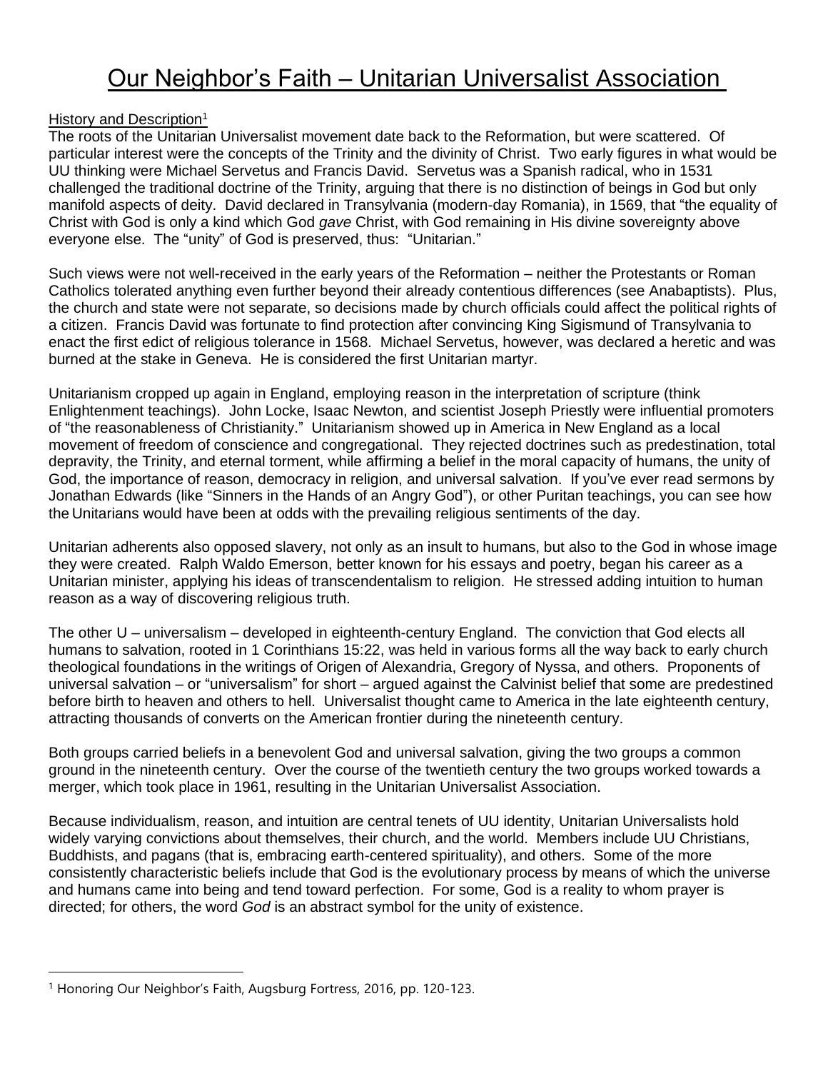# Our Neighbor's Faith – Unitarian Universalist Association

History and Description[1]

The roots of the Unitarian Universalist movement date back to the Reformation, but were scattered. Of particular interest were the concepts of the Trinity and the divinity of Christ. Two early figures in what would be UU thinking were Michael Servetus and Francis David. Servetus was a Spanish radical, who in 1531 challenged the traditional doctrine of the Trinity, arguing that there is no distinction of beings in God but only manifold aspects of deity. David declared in Transylvania (modern-day Romania), in 1569, that "the equality of Christ with God is only a kind which God *gave* Christ, with God remaining in His divine sovereignty above everyone else. The "unity" of God is preserved, thus: "Unitarian."

Such views were not well-received in the early years of the Reformation – neither the Protestants or Roman Catholics tolerated anything even further beyond their already contentious differences (see Anabaptists). Plus, the church and state were not separate, so decisions made by church officials could affect the political rights of a citizen. Francis David was fortunate to find protection after convincing King Sigismund of Transylvania to enact the first edict of religious tolerance in 1568. Michael Servetus, however, was declared a heretic and was burned at the stake in Geneva. He is considered the first Unitarian martyr.

Unitarianism cropped up again in England, employing reason in the interpretation of scripture (think Enlightenment teachings). John Locke, Isaac Newton, and scientist Joseph Priestly were influential promoters of "the reasonableness of Christianity." Unitarianism showed up in America in New England as a local movement of freedom of conscience and congregational. They rejected doctrines such as predestination, total depravity, the Trinity, and eternal torment, while affirming a belief in the moral capacity of humans, the unity of God, the importance of reason, democracy in religion, and universal salvation. If you've ever read sermons by Jonathan Edwards (like "Sinners in the Hands of an Angry God"), or other Puritan teachings, you can see how the Unitarians would have been at odds with the prevailing religious sentiments of the day.

Unitarian adherents also opposed slavery, not only as an insult to humans, but also to the God in whose image they were created. Ralph Waldo Emerson, better known for his essays and poetry, began his career as a Unitarian minister, applying his ideas of transcendentalism to religion. He stressed adding intuition to human reason as a way of discovering religious truth.

The other U – universalism – developed in eighteenth-century England. The conviction that God elects all humans to salvation, rooted in 1 Corinthians 15:22, was held in various forms all the way back to early church theological foundations in the writings of Origen of Alexandria, Gregory of Nyssa, and others. Proponents of universal salvation – or "universalism" for short – argued against the Calvinist belief that some are predestined before birth to heaven and others to hell. Universalist thought came to America in the late eighteenth century, attracting thousands of converts on the American frontier during the nineteenth century.

Both groups carried beliefs in a benevolent God and universal salvation, giving the two groups a common ground in the nineteenth century. Over the course of the twentieth century the two groups worked towards a merger, which took place in 1961, resulting in the Unitarian Universalist Association.

Because individualism, reason, and intuition are central tenets of UU identity, Unitarian Universalists hold widely varying convictions about themselves, their church, and the world. Members include UU Christians, Buddhists, and pagans (that is, embracing earth-centered spirituality), and others. Some of the more consistently characteristic beliefs include that God is the evolutionary process by means of which the universe and humans came into being and tend toward perfection. For some, God is a reality to whom prayer is directed; for others, the word *God* is an abstract symbol for the unity of existence.

[1] Honoring Our Neighbor's Faith, Augsburg Fortress, 2016, pp. 120-123.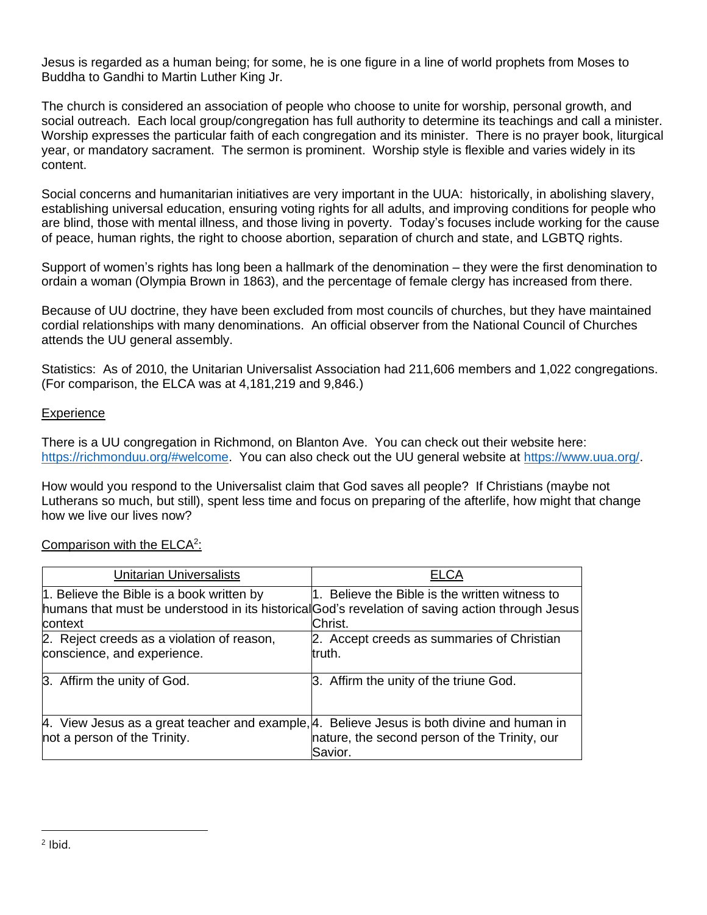Jesus is regarded as a human being; for some, he is one figure in a line of world prophets from Moses to Buddha to Gandhi to Martin Luther King Jr.

The church is considered an association of people who choose to unite for worship, personal growth, and social outreach. Each local group/congregation has full authority to determine its teachings and call a minister. Worship expresses the particular faith of each congregation and its minister. There is no prayer book, liturgical year, or mandatory sacrament. The sermon is prominent. Worship style is flexible and varies widely in its content.

Social concerns and humanitarian initiatives are very important in the UUA: historically, in abolishing slavery, establishing universal education, ensuring voting rights for all adults, and improving conditions for people who are blind, those with mental illness, and those living in poverty. Today's focuses include working for the cause of peace, human rights, the right to choose abortion, separation of church and state, and LGBTQ rights.

Support of women's rights has long been a hallmark of the denomination – they were the first denomination to ordain a woman (Olympia Brown in 1863), and the percentage of female clergy has increased from there.

Because of UU doctrine, they have been excluded from most councils of churches, but they have maintained cordial relationships with many denominations. An official observer from the National Council of Churches attends the UU general assembly.

Statistics: As of 2010, the Unitarian Universalist Association had 211,606 members and 1,022 congregations. (For comparison, the ELCA was at 4,181,219 and 9,846.)

<u>Experience</u>

There is a UU congregation in Richmond, on Blanton Ave. You can check out their website here: https://richmonduu.org/#welcome. You can also check out the UU general website at https://www.uua.org/.

How would you respond to the Universalist claim that God saves all people? If Christians (maybe not Lutherans so much, but still), spent less time and focus on preparing of the afterlife, how might that change how we live our lives now?

<u>Comparison with the ELCA[2]:</u>

| Unitarian Universalists | ELCA |
|---|---|
| 1. Believe the Bible is a book written by humans that must be understood in its historical context | 1. Believe the Bible is the written witness to God's revelation of saving action through Jesus Christ. |
| 2. Reject creeds as a violation of reason, conscience, and experience. | 2. Accept creeds as summaries of Christian truth. |
| 3. Affirm the unity of God. | 3. Affirm the unity of the triune God. |
| 4. View Jesus as a great teacher and example, not a person of the Trinity. | 4. Believe Jesus is both divine and human in nature, the second person of the Trinity, our Savior. |

[2] Ibid.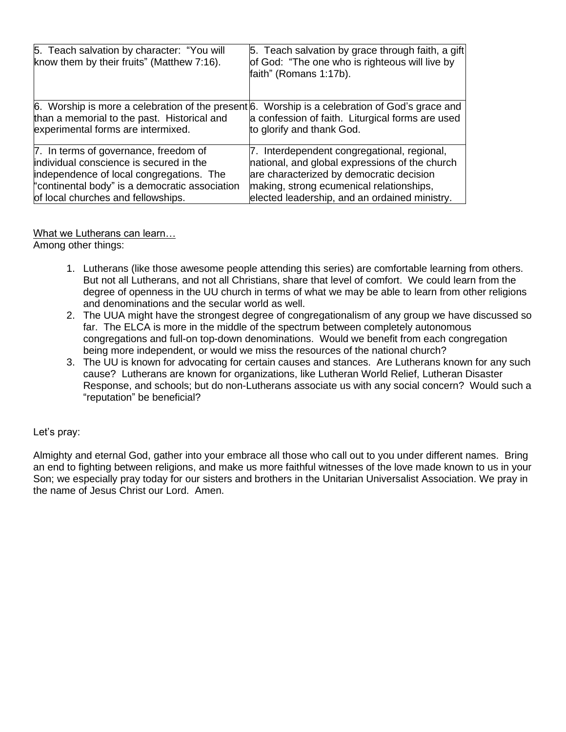| | |
|---|---|
| 5. Teach salvation by character: "You will know them by their fruits" (Matthew 7:16). | 5. Teach salvation by grace through faith, a gift of God: "The one who is righteous will live by faith" (Romans 1:17b). |
| 6. Worship is more a celebration of the present than a memorial to the past. Historical and experimental forms are intermixed. | 6. Worship is a celebration of God's grace and a confession of faith. Liturgical forms are used to glorify and thank God. |
| 7. In terms of governance, freedom of individual conscience is secured in the independence of local congregations. The "continental body" is a democratic association of local churches and fellowships. | 7. Interdependent congregational, regional, national, and global expressions of the church are characterized by democratic decision making, strong ecumenical relationships, elected leadership, and an ordained ministry. |

<u>What we Lutherans can learn…</u>
Among other things:

1. Lutherans (like those awesome people attending this series) are comfortable learning from others. But not all Lutherans, and not all Christians, share that level of comfort. We could learn from the degree of openness in the UU church in terms of what we may be able to learn from other religions and denominations and the secular world as well.
2. The UUA might have the strongest degree of congregationalism of any group we have discussed so far. The ELCA is more in the middle of the spectrum between completely autonomous congregations and full-on top-down denominations. Would we benefit from each congregation being more independent, or would we miss the resources of the national church?
3. The UU is known for advocating for certain causes and stances. Are Lutherans known for any such cause? Lutherans are known for organizations, like Lutheran World Relief, Lutheran Disaster Response, and schools; but do non-Lutherans associate us with any social concern? Would such a "reputation" be beneficial?

Let's pray:

Almighty and eternal God, gather into your embrace all those who call out to you under different names. Bring an end to fighting between religions, and make us more faithful witnesses of the love made known to us in your Son; we especially pray today for our sisters and brothers in the Unitarian Universalist Association. We pray in the name of Jesus Christ our Lord. Amen.